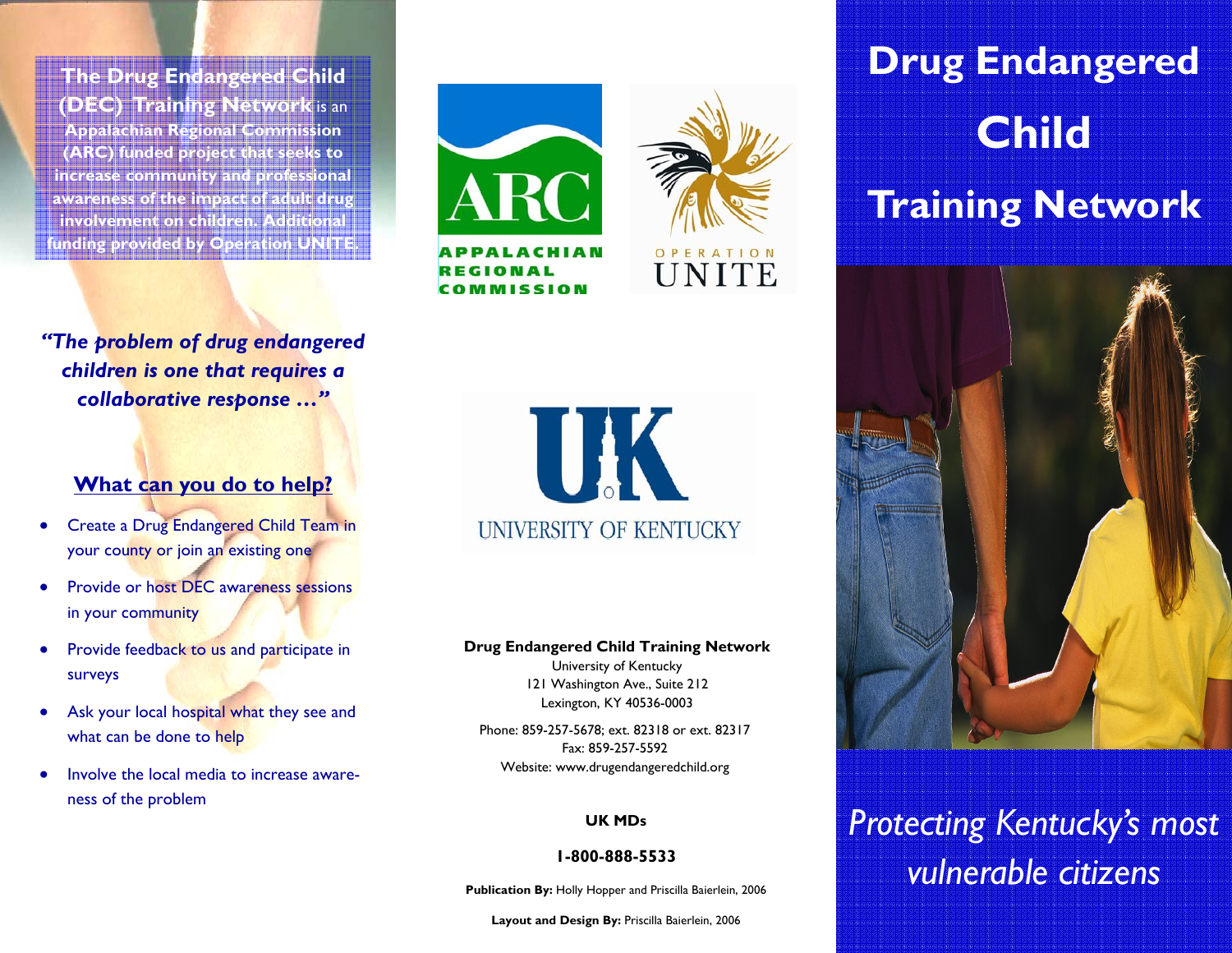**The Drug Endangered Child (DEC) Training Network** is an **Appalachian Regional Commission (ARC) funded project that seeks to increase community and professional awareness of the impact of adult drug involvement on children. Additional funding provided by Operation UNITE.**

***"The problem of drug endangered children is one that requires a collaborative response …"***

## What can you do to help?

- Create a Drug Endangered Child Team in your county or join an existing one
- Provide or host DEC awareness sessions in your community
- Provide feedback to us and participate in surveys
- Ask your local hospital what they see and what can be done to help
- Involve the local media to increase awareness of the problem

ARC
APPALACHIAN REGIONAL COMMISSION

OPERATION UNITE

UK
UNIVERSITY OF KENTUCKY

**Drug Endangered Child Training Network**
University of Kentucky
121 Washington Ave., Suite 212
Lexington, KY 40536-0003

Phone: 859-257-5678; ext. 82318 or ext. 82317
Fax: 859-257-5592
Website: www.drugendangeredchild.org

**UK MDs**

**1-800-888-5533**

**Publication By:** Holly Hopper and Priscilla Baierlein, 2006

**Layout and Design By:** Priscilla Baierlein, 2006

# Drug Endangered Child Training Network

*Protecting Kentucky's most vulnerable citizens*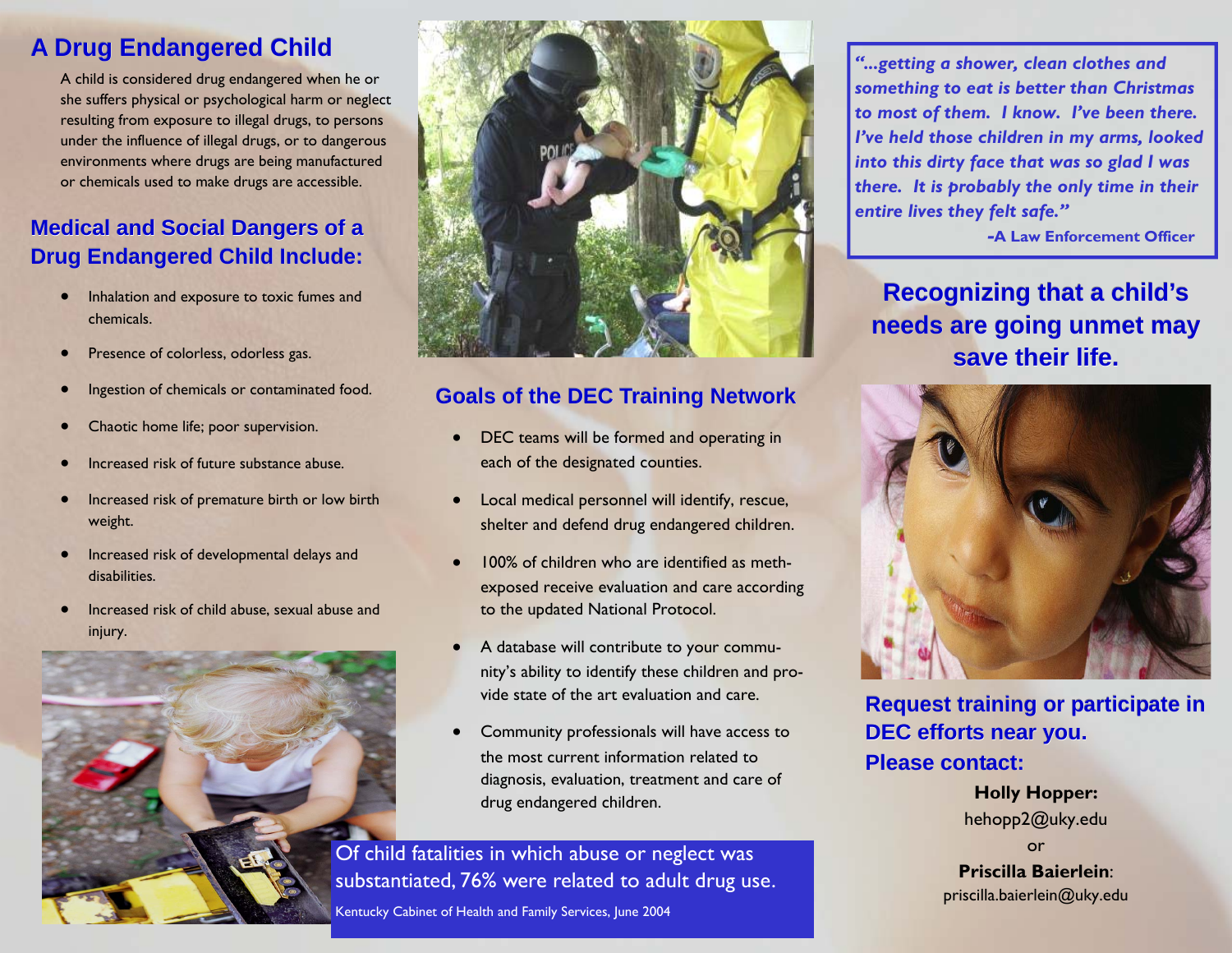## A Drug Endangered Child

A child is considered drug endangered when he or she suffers physical or psychological harm or neglect resulting from exposure to illegal drugs, to persons under the influence of illegal drugs, or to dangerous environments where drugs are being manufactured or chemicals used to make drugs are accessible.

## Medical and Social Dangers of a Drug Endangered Child Include:

- Inhalation and exposure to toxic fumes and chemicals.
- Presence of colorless, odorless gas.
- Ingestion of chemicals or contaminated food.
- Chaotic home life; poor supervision.
- Increased risk of future substance abuse.
- Increased risk of premature birth or low birth weight.
- Increased risk of developmental delays and disabilities.
- Increased risk of child abuse, sexual abuse and injury.

## Goals of the DEC Training Network

- DEC teams will be formed and operating in each of the designated counties.
- Local medical personnel will identify, rescue, shelter and defend drug endangered children.
- 100% of children who are identified as meth-exposed receive evaluation and care according to the updated National Protocol.
- A database will contribute to your community's ability to identify these children and provide state of the art evaluation and care.
- Community professionals will have access to the most current information related to diagnosis, evaluation, treatment and care of drug endangered children.

Of child fatalities in which abuse or neglect was substantiated, 76% were related to adult drug use.

Kentucky Cabinet of Health and Family Services, June 2004

> *"...getting a shower, clean clothes and something to eat is better than Christmas to most of them. I know. I've been there. I've held those children in my arms, looked into this dirty face that was so glad I was there. It is probably the only time in their entire lives they felt safe."*
>
> **-A Law Enforcement Officer**

## Recognizing that a child's needs are going unmet may save their life.

## Request training or participate in DEC efforts near you. Please contact:

**Holly Hopper:**
hehopp2@uky.edu

or

**Priscilla Baierlein**:
priscilla.baierlein@uky.edu